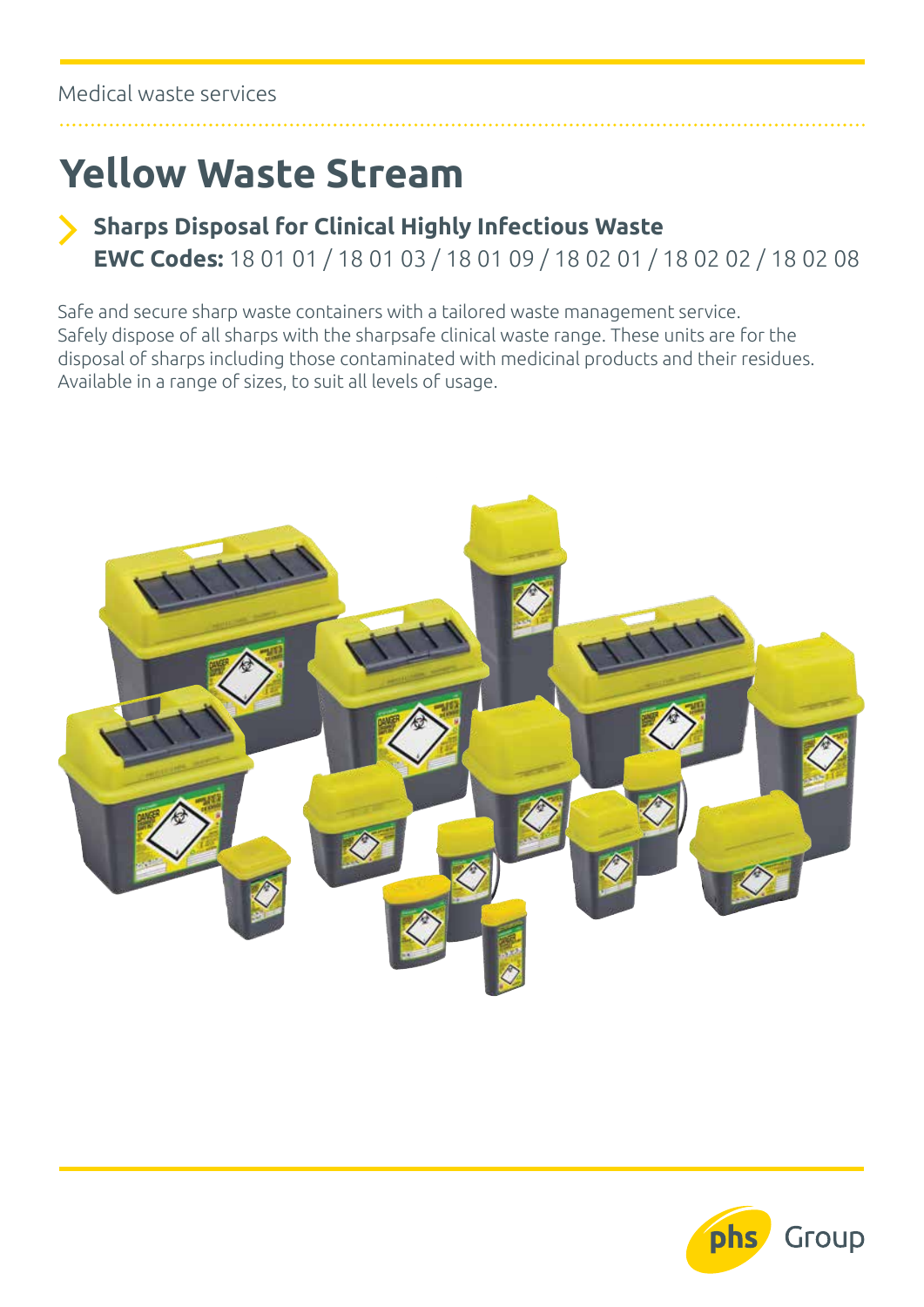Medical waste services

# Yellow Waste Stream

## Sharps Disposal for Clinical Highly Infectious Waste

**EWC Codes:** 18 01 01 / 18 01 03 / 18 01 09 / 18 02 01 / 18 02 02 / 18 02 08

Safe and secure sharp waste containers with a tailored waste management service. Safely dispose of all sharps with the sharpsafe clinical waste range. These units are for the disposal of sharps including those contaminated with medicinal products and their residues. Available in a range of sizes, to suit all levels of usage.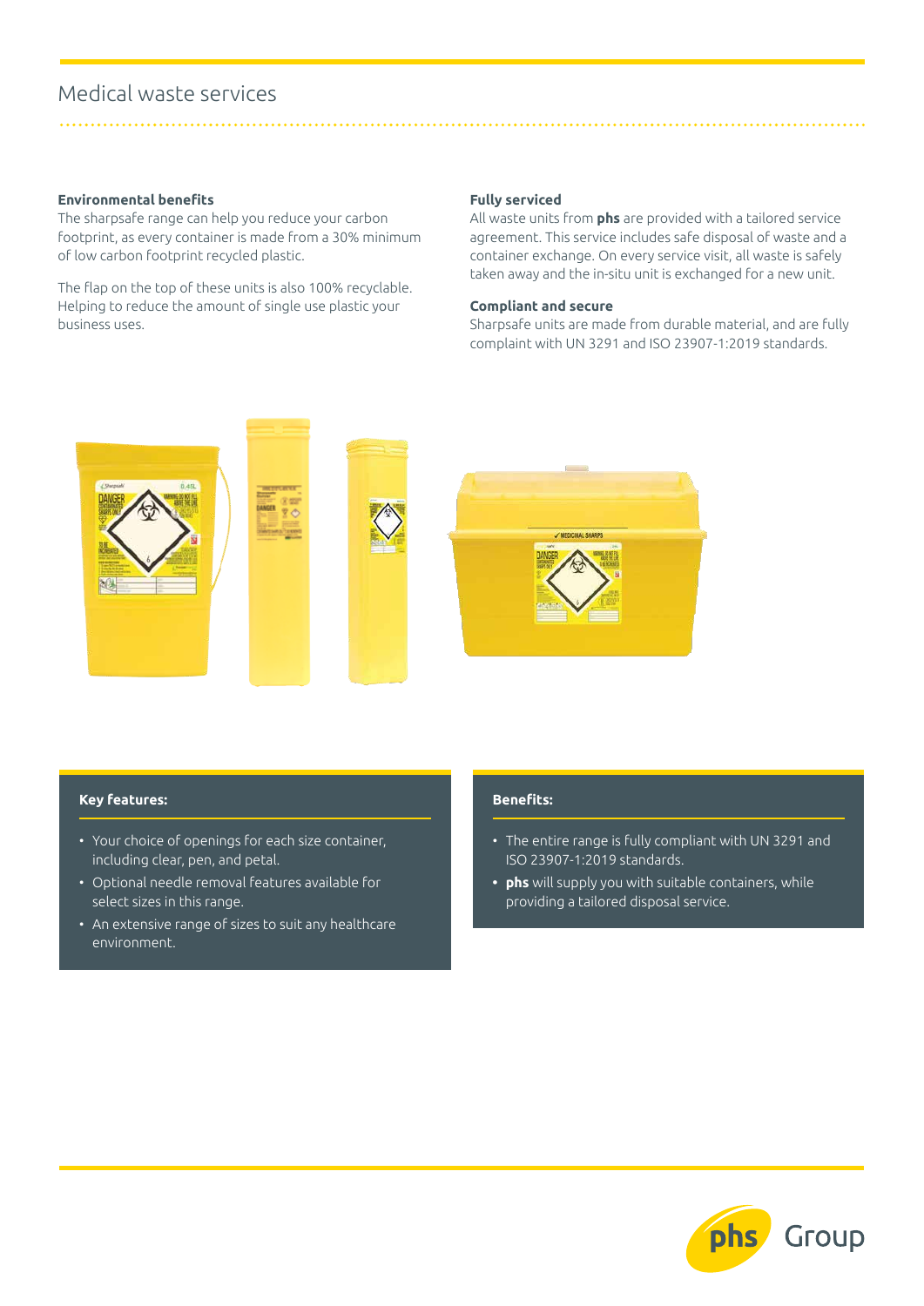# Medical waste services

### Environmental benefits

The sharpsafe range can help you reduce your carbon footprint, as every container is made from a 30% minimum of low carbon footprint recycled plastic.

The flap on the top of these units is also 100% recyclable. Helping to reduce the amount of single use plastic your business uses.

### Fully serviced

All waste units from **phs** are provided with a tailored service agreement. This service includes safe disposal of waste and a container exchange. On every service visit, all waste is safely taken away and the in-situ unit is exchanged for a new unit.

### Compliant and secure

Sharpsafe units are made from durable material, and are fully complaint with UN 3291 and ISO 23907-1:2019 standards.

### Key features:

- Your choice of openings for each size container, including clear, pen, and petal.
- Optional needle removal features available for select sizes in this range.
- An extensive range of sizes to suit any healthcare environment.

### Benefits:

- The entire range is fully compliant with UN 3291 and ISO 23907-1:2019 standards.
- **phs** will supply you with suitable containers, while providing a tailored disposal service.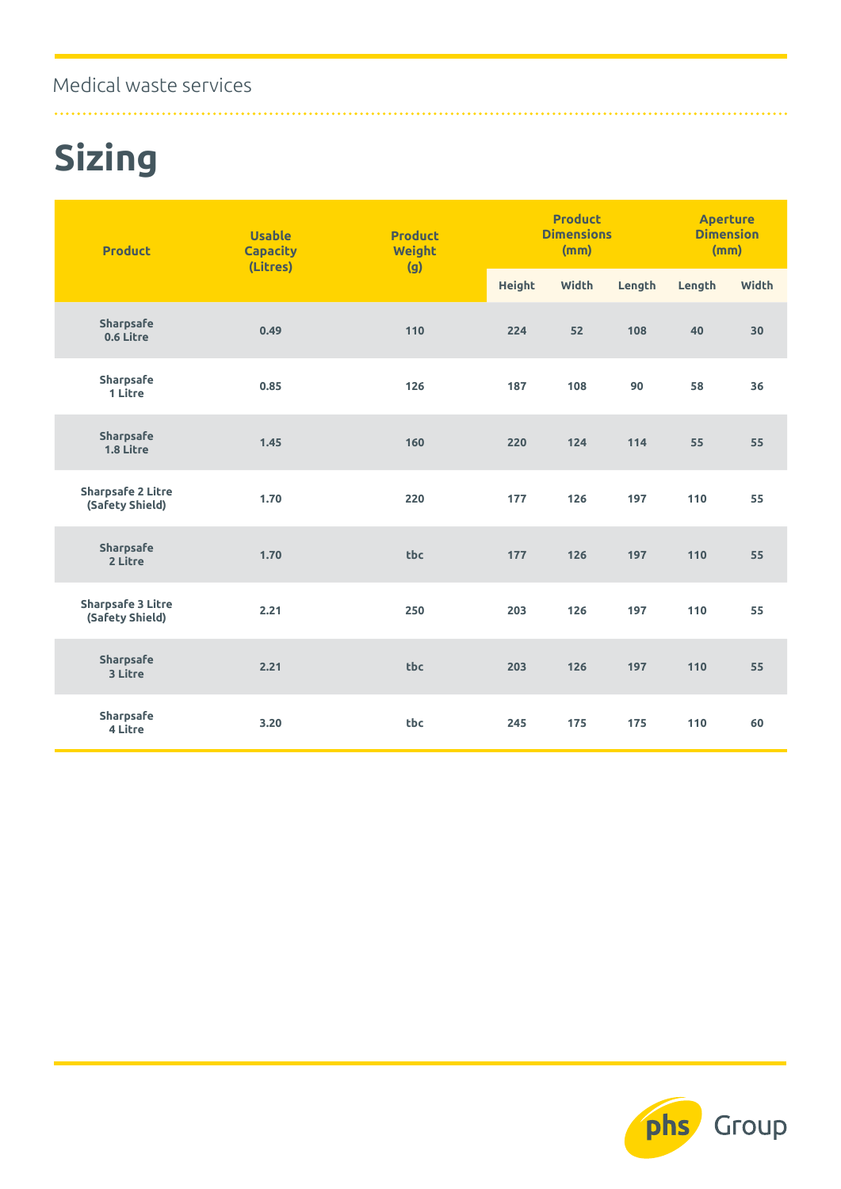Medical waste services

# Sizing

| Product | Usable Capacity (Litres) | Product Weight (g) | Product Dimensions (mm) | | | Aperture Dimension (mm) | |
|---|---|---|---|---|---|---|---|
| | | | Height | Width | Length | Length | Width |
| Sharpsafe 0.6 Litre | 0.49 | 110 | 224 | 52 | 108 | 40 | 30 |
| Sharpsafe 1 Litre | 0.85 | 126 | 187 | 108 | 90 | 58 | 36 |
| Sharpsafe 1.8 Litre | 1.45 | 160 | 220 | 124 | 114 | 55 | 55 |
| Sharpsafe 2 Litre (Safety Shield) | 1.70 | 220 | 177 | 126 | 197 | 110 | 55 |
| Sharpsafe 2 Litre | 1.70 | tbc | 177 | 126 | 197 | 110 | 55 |
| Sharpsafe 3 Litre (Safety Shield) | 2.21 | 250 | 203 | 126 | 197 | 110 | 55 |
| Sharpsafe 3 Litre | 2.21 | tbc | 203 | 126 | 197 | 110 | 55 |
| Sharpsafe 4 Litre | 3.20 | tbc | 245 | 175 | 175 | 110 | 60 |

phs Group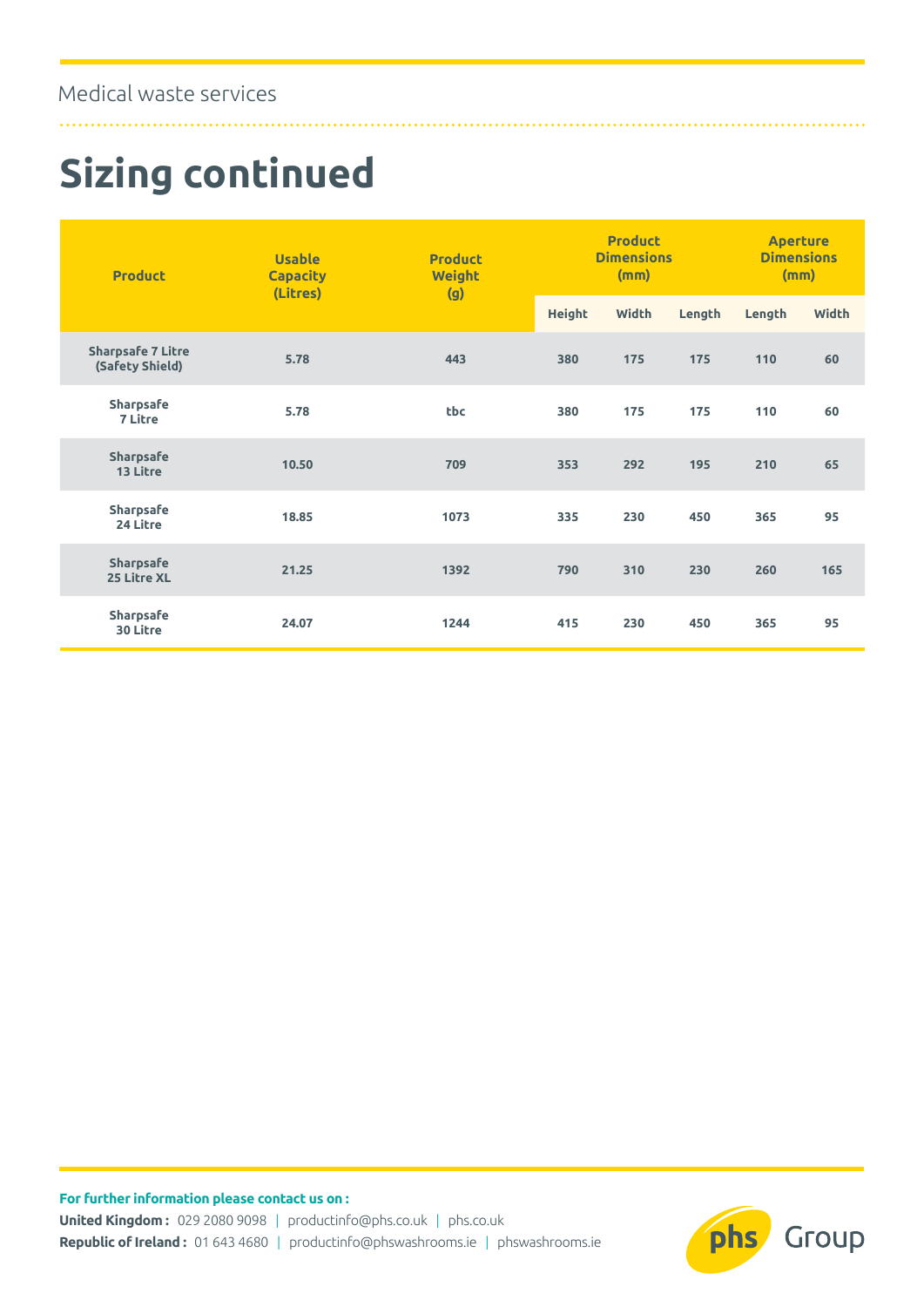Medical waste services

# Sizing continued

| Product | Usable Capacity (Litres) | Product Weight (g) | Product Dimensions (mm) | | | Aperture Dimensions (mm) | |
|---|---|---|---|---|---|---|---|
| | | | Height | Width | Length | Length | Width |
| Sharpsafe 7 Litre (Safety Shield) | 5.78 | 443 | 380 | 175 | 175 | 110 | 60 |
| Sharpsafe 7 Litre | 5.78 | tbc | 380 | 175 | 175 | 110 | 60 |
| Sharpsafe 13 Litre | 10.50 | 709 | 353 | 292 | 195 | 210 | 65 |
| Sharpsafe 24 Litre | 18.85 | 1073 | 335 | 230 | 450 | 365 | 95 |
| Sharpsafe 25 Litre XL | 21.25 | 1392 | 790 | 310 | 230 | 260 | 165 |
| Sharpsafe 30 Litre | 24.07 | 1244 | 415 | 230 | 450 | 365 | 95 |

**For further information please contact us on :**

**United Kingdom :** 029 2080 9098 | productinfo@phs.co.uk | phs.co.uk

**Republic of Ireland :** 01 643 4680 | productinfo@phswashrooms.ie | phswashrooms.ie

phs Group